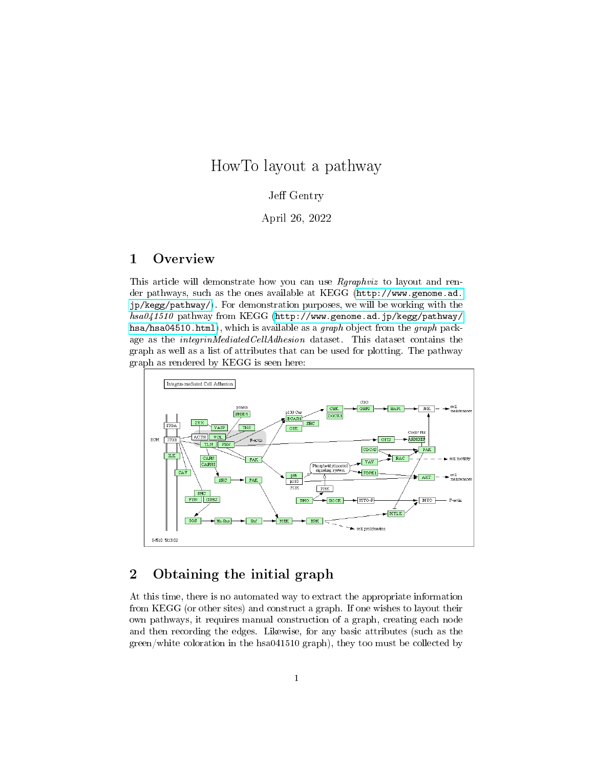# HowTo layout a pathway

Jeff Gentry

April 26, 2022

## 1 Overview

This article will demonstrate how you can use *Rgraphviz* to layout and render pathways, such as the ones available at KEGG (http://www.genome.ad.jp/kegg/pathway/). For demonstration purposes, we will be working with the *hsa041510* pathway from KEGG (http://www.genome.ad.jp/kegg/pathway/hsa/hsa04510.html), which is available as a *graph* object from the *graph* package as the *integrinMediatedCellAdhesion* dataset. This dataset contains the graph as well as a list of attributes that can be used for plotting. The pathway graph as rendered by KEGG is seen here:

## 2 Obtaining the initial graph

At this time, there is no automated way to extract the appropriate information from KEGG (or other sites) and construct a graph. If one wishes to layout their own pathways, it requires manual construction of a graph, creating each node and then recording the edges. Likewise, for any basic attributes (such as the green/white coloration in the hsa041510 graph), they too must be collected by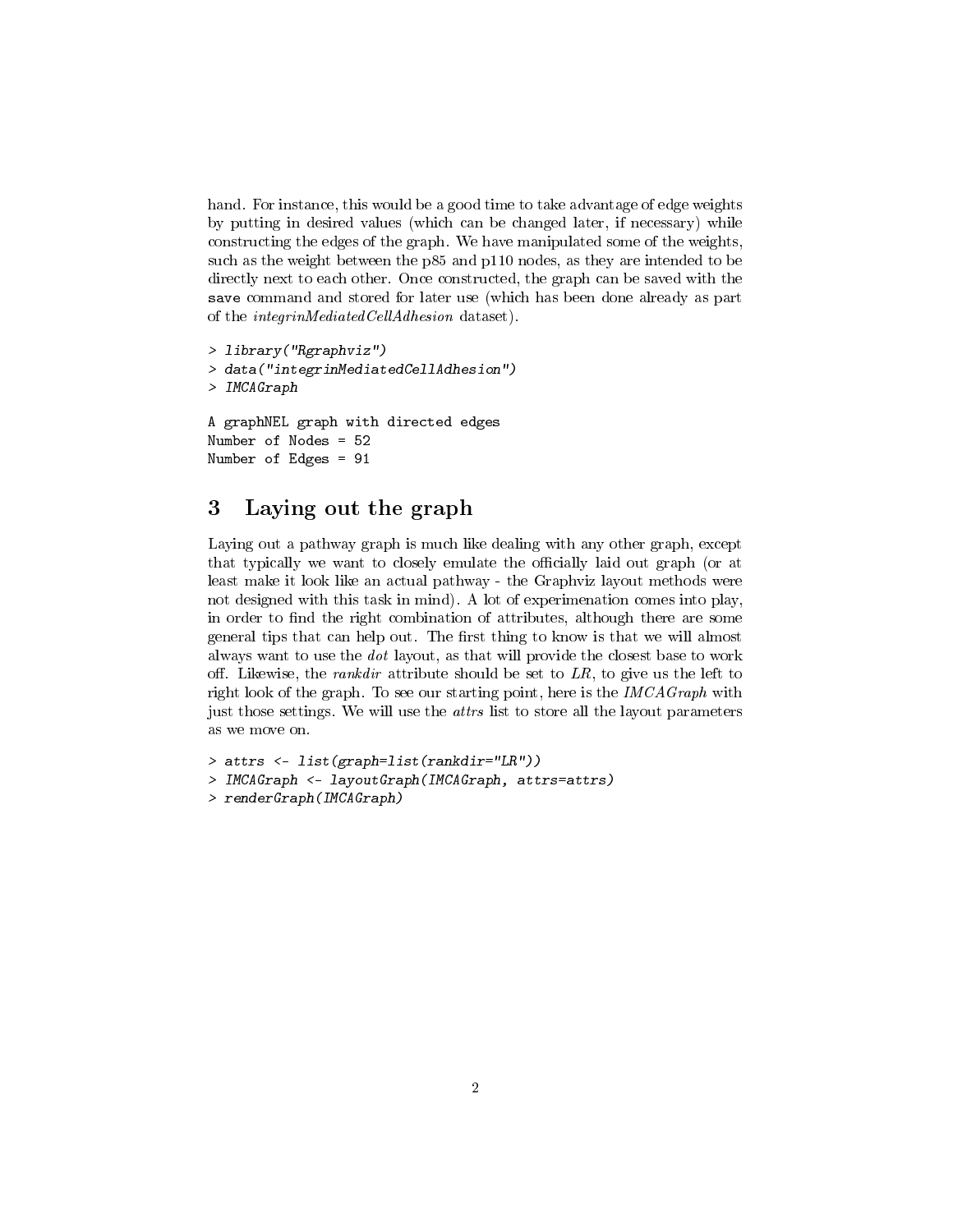hand. For instance, this would be a good time to take advantage of edge weights by putting in desired values (which can be changed later, if necessary) while constructing the edges of the graph. We have manipulated some of the weights, such as the weight between the p85 and p110 nodes, as they are intended to be directly next to each other. Once constructed, the graph can be saved with the `save` command and stored for later use (which has been done already as part of the *integrinMediatedCellAdhesion* dataset).

```
> library("Rgraphviz")
> data("integrinMediatedCellAdhesion")
> IMCAGraph

A graphNEL graph with directed edges
Number of Nodes = 52
Number of Edges = 91
```

## 3 Laying out the graph

Laying out a pathway graph is much like dealing with any other graph, except that typically we want to closely emulate the officially laid out graph (or at least make it look like an actual pathway - the Graphviz layout methods were not designed with this task in mind). A lot of experimenation comes into play, in order to find the right combination of attributes, although there are some general tips that can help out. The first thing to know is that we will almost always want to use the *dot* layout, as that will provide the closest base to work off. Likewise, the *rankdir* attribute should be set to *LR*, to give us the left to right look of the graph. To see our starting point, here is the *IMCAGraph* with just those settings. We will use the *attrs* list to store all the layout parameters as we move on.

```
> attrs <- list(graph=list(rankdir="LR"))
> IMCAGraph <- layoutGraph(IMCAGraph, attrs=attrs)
> renderGraph(IMCAGraph)
```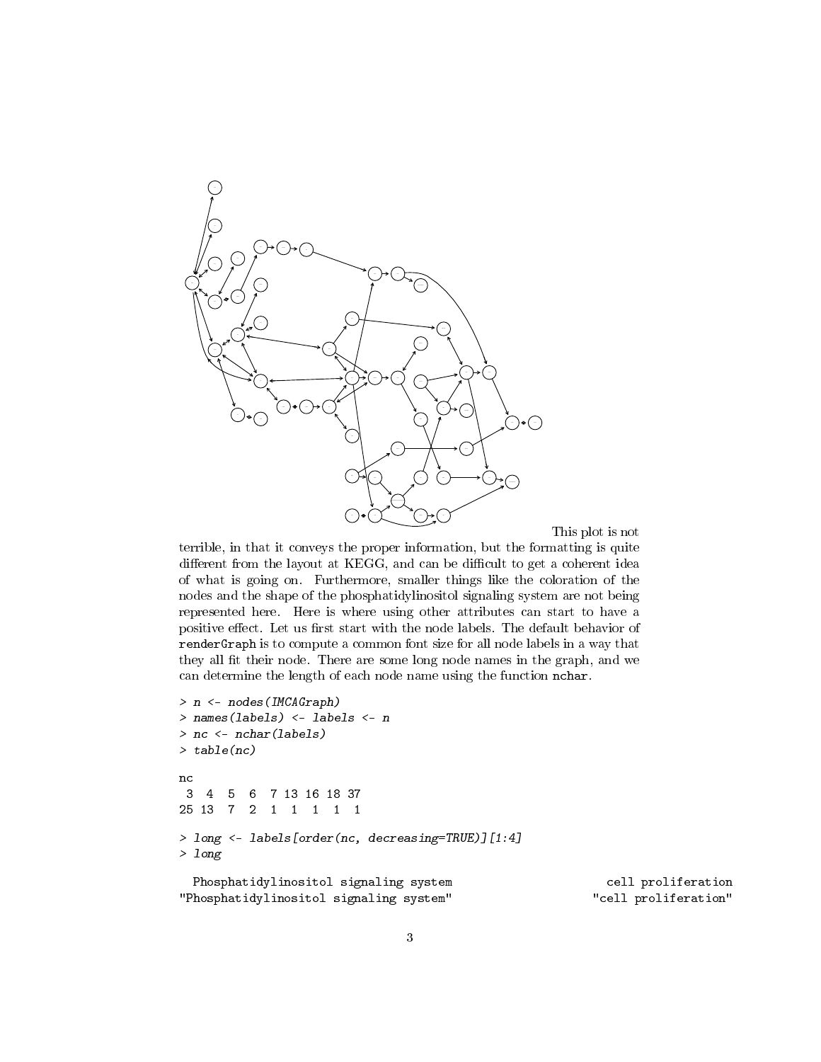This plot is not terrible, in that it conveys the proper information, but the formatting is quite different from the layout at KEGG, and can be difficult to get a coherent idea of what is going on. Furthermore, smaller things like the coloration of the nodes and the shape of the phosphatidylinositol signaling system are not being represented here. Here is where using other attributes can start to have a positive effect. Let us first start with the node labels. The default behavior of `renderGraph` is to compute a common font size for all node labels in a way that they all fit their node. There are some long node names in the graph, and we can determine the length of each node name using the function `nchar`.

```
> n <- nodes(IMCAGraph)
> names(labels) <- labels <- n
> nc <- nchar(labels)
> table(nc)

nc
 3  4  5  6  7 13 16 18 37
25 13  7  2  1  1  1  1  1

> long <- labels[order(nc, decreasing=TRUE)][1:4]
> long

  Phosphatidylinositol signaling system                       cell proliferation
"Phosphatidylinositol signaling system"                     "cell proliferation"
```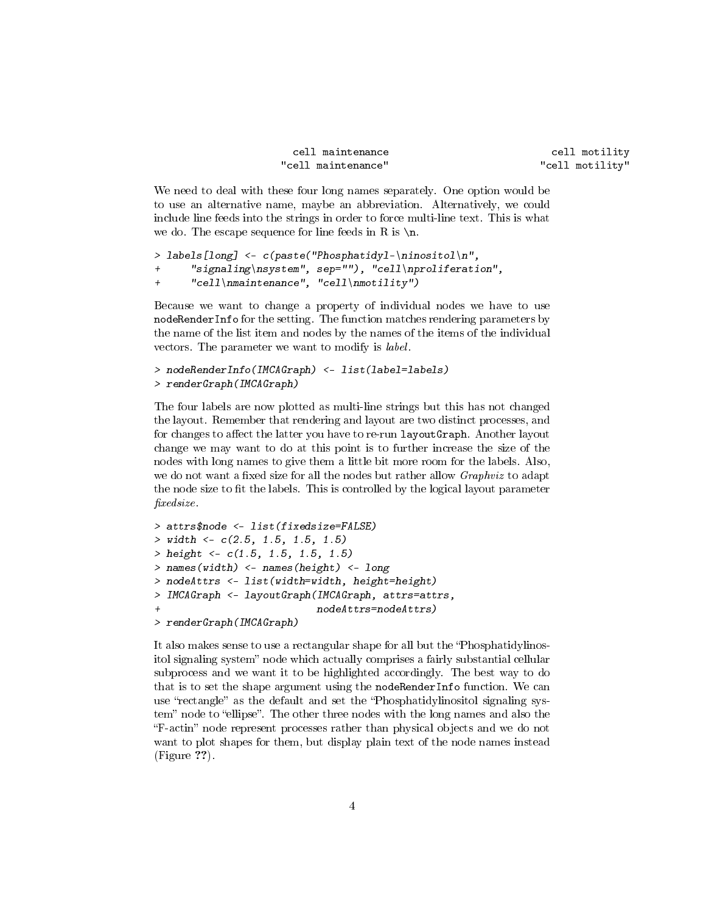```
                  cell maintenance                              cell motility 
                "cell maintenance"                            "cell motility" 
```

We need to deal with these four long names separately. One option would be to use an alternative name, maybe an abbreviation. Alternatively, we could include line feeds into the strings in order to force multi-line text. This is what we do. The escape sequence for line feeds in R is \n.

```
> labels[long] <- c(paste("Phosphatidyl-\ninositol\n",
+     "signaling\nsystem", sep=""), "cell\nproliferation",
+     "cell\nmaintenance", "cell\nmotility")
```

Because we want to change a property of individual nodes we have to use `nodeRenderInfo` for the setting. The function matches rendering parameters by the name of the list item and nodes by the names of the items of the individual vectors. The parameter we want to modify is *label*.

```
> nodeRenderInfo(IMCAGraph) <- list(label=labels)
> renderGraph(IMCAGraph)
```

The four labels are now plotted as multi-line strings but this has not changed the layout. Remember that rendering and layout are two distinct processes, and for changes to affect the latter you have to re-run `layoutGraph`. Another layout change we may want to do at this point is to further increase the size of the nodes with long names to give them a little bit more room for the labels. Also, we do not want a fixed size for all the nodes but rather allow *Graphviz* to adapt the node size to fit the labels. This is controlled by the logical layout parameter *fixedsize*.

```
> attrs$node <- list(fixedsize=FALSE)
> width <- c(2.5, 1.5, 1.5, 1.5)
> height <- c(1.5, 1.5, 1.5, 1.5)
> names(width) <- names(height) <- long
> nodeAttrs <- list(width=width, height=height)
> IMCAGraph <- layoutGraph(IMCAGraph, attrs=attrs,
+                          nodeAttrs=nodeAttrs)
> renderGraph(IMCAGraph)
```

It also makes sense to use a rectangular shape for all but the "Phosphatidylinositol signaling system" node which actually comprises a fairly substantial cellular subprocess and we want it to be highlighted accordingly. The best way to do that is to set the shape argument using the `nodeRenderInfo` function. We can use "rectangle" as the default and set the "Phosphatidylinositol signaling system" node to "ellipse". The other three nodes with the long names and also the "F-actin" node represent processes rather than physical objects and we do not want to plot shapes for them, but display plain text of the node names instead (Figure **??**).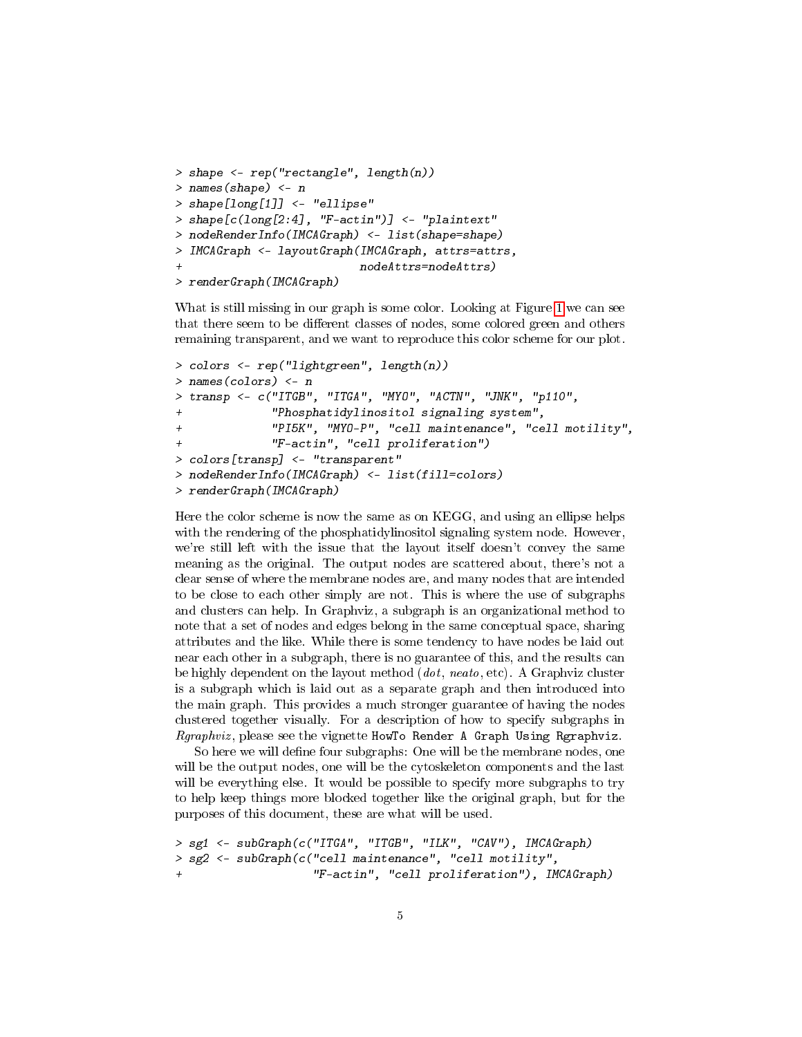```
> shape <- rep("rectangle", length(n))
> names(shape) <- n
> shape[long[1]] <- "ellipse"
> shape[c(long[2:4], "F-actin")] <- "plaintext"
> nodeRenderInfo(IMCAGraph) <- list(shape=shape)
> IMCAGraph <- layoutGraph(IMCAGraph, attrs=attrs,
+                          nodeAttrs=nodeAttrs)
> renderGraph(IMCAGraph)
```

What is still missing in our graph is some color. Looking at Figure 1 we can see that there seem to be different classes of nodes, some colored green and others remaining transparent, and we want to reproduce this color scheme for our plot.

```
> colors <- rep("lightgreen", length(n))
> names(colors) <- n
> transp <- c("ITGB", "ITGA", "MYO", "ACTN", "JNK", "p110",
+             "Phosphatidylinositol signaling system",
+             "PI5K", "MYO-P", "cell maintenance", "cell motility",
+             "F-actin", "cell proliferation")
> colors[transp] <- "transparent"
> nodeRenderInfo(IMCAGraph) <- list(fill=colors)
> renderGraph(IMCAGraph)
```

Here the color scheme is now the same as on KEGG, and using an ellipse helps with the rendering of the phosphatidylinositol signaling system node. However, we're still left with the issue that the layout itself doesn't convey the same meaning as the original. The output nodes are scattered about, there's not a clear sense of where the membrane nodes are, and many nodes that are intended to be close to each other simply are not. This is where the use of subgraphs and clusters can help. In Graphviz, a subgraph is an organizational method to note that a set of nodes and edges belong in the same conceptual space, sharing attributes and the like. While there is some tendency to have nodes be laid out near each other in a subgraph, there is no guarantee of this, and the results can be highly dependent on the layout method (*dot*, *neato*, etc). A Graphviz cluster is a subgraph which is laid out as a separate graph and then introduced into the main graph. This provides a much stronger guarantee of having the nodes clustered together visually. For a description of how to specify subgraphs in *Rgraphviz*, please see the vignette `HowTo Render A Graph Using Rgraphviz`.

So here we will define four subgraphs: One will be the membrane nodes, one will be the output nodes, one will be the cytoskeleton components and the last will be everything else. It would be possible to specify more subgraphs to try to help keep things more blocked together like the original graph, but for the purposes of this document, these are what will be used.

```
> sg1 <- subGraph(c("ITGA", "ITGB", "ILK", "CAV"), IMCAGraph)
> sg2 <- subGraph(c("cell maintenance", "cell motility",
+                   "F-actin", "cell proliferation"), IMCAGraph)
```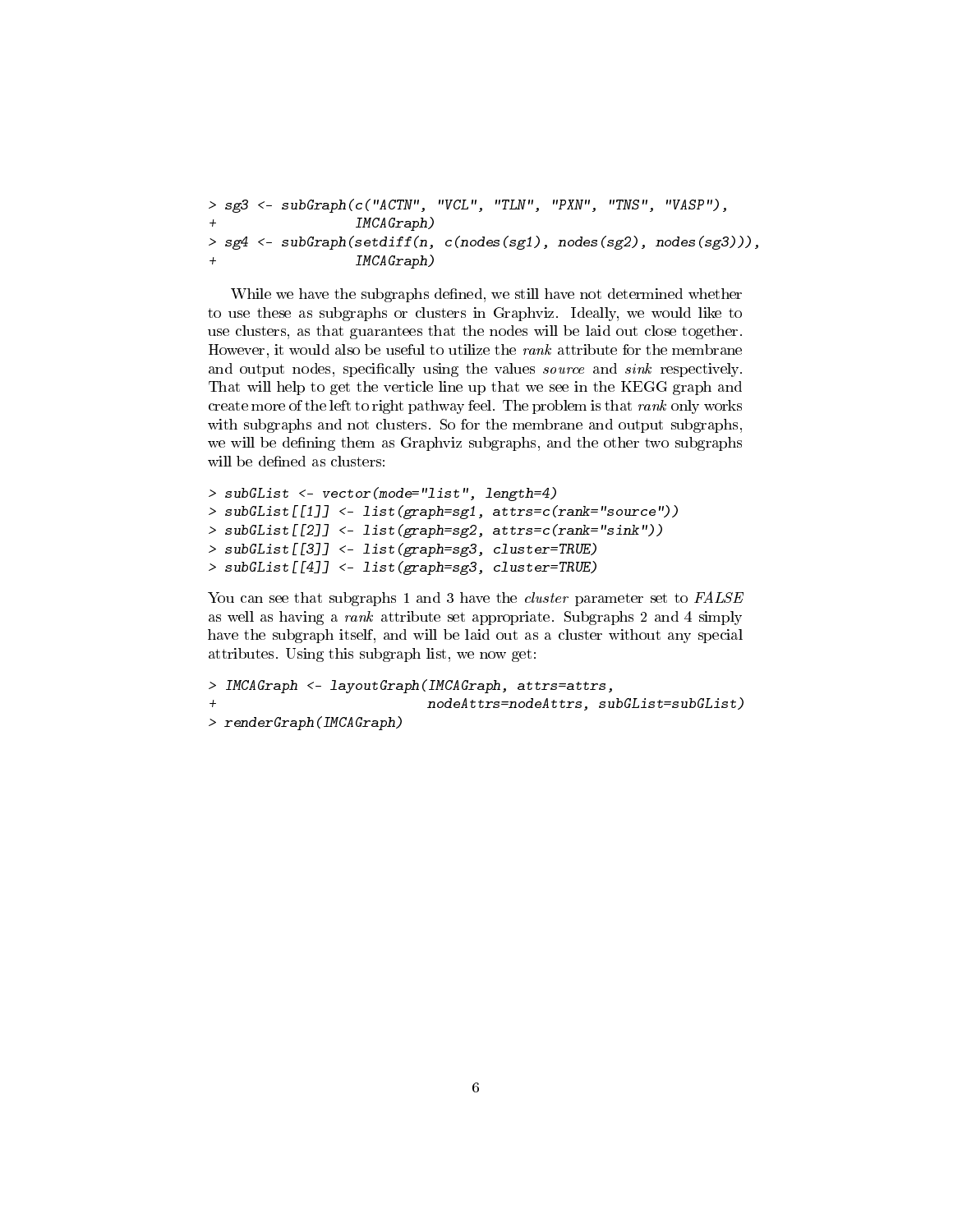```
> sg3 <- subGraph(c("ACTN", "VCL", "TLN", "PXN", "TNS", "VASP"),
+                 IMCAGraph)
> sg4 <- subGraph(setdiff(n, c(nodes(sg1), nodes(sg2), nodes(sg3))),
+                 IMCAGraph)
```

While we have the subgraphs defined, we still have not determined whether to use these as subgraphs or clusters in Graphviz. Ideally, we would like to use clusters, as that guarantees that the nodes will be laid out close together. However, it would also be useful to utilize the *rank* attribute for the membrane and output nodes, specifically using the values *source* and *sink* respectively. That will help to get the verticle line up that we see in the KEGG graph and create more of the left to right pathway feel. The problem is that *rank* only works with subgraphs and not clusters. So for the membrane and output subgraphs, we will be defining them as Graphviz subgraphs, and the other two subgraphs will be defined as clusters:

```
> subGList <- vector(mode="list", length=4)
> subGList[[1]] <- list(graph=sg1, attrs=c(rank="source"))
> subGList[[2]] <- list(graph=sg2, attrs=c(rank="sink"))
> subGList[[3]] <- list(graph=sg3, cluster=TRUE)
> subGList[[4]] <- list(graph=sg3, cluster=TRUE)
```

You can see that subgraphs 1 and 3 have the *cluster* parameter set to *FALSE* as well as having a *rank* attribute set appropriate. Subgraphs 2 and 4 simply have the subgraph itself, and will be laid out as a cluster without any special attributes. Using this subgraph list, we now get:

```
> IMCAGraph <- layoutGraph(IMCAGraph, attrs=attrs,
+                          nodeAttrs=nodeAttrs, subGList=subGList)
> renderGraph(IMCAGraph)
```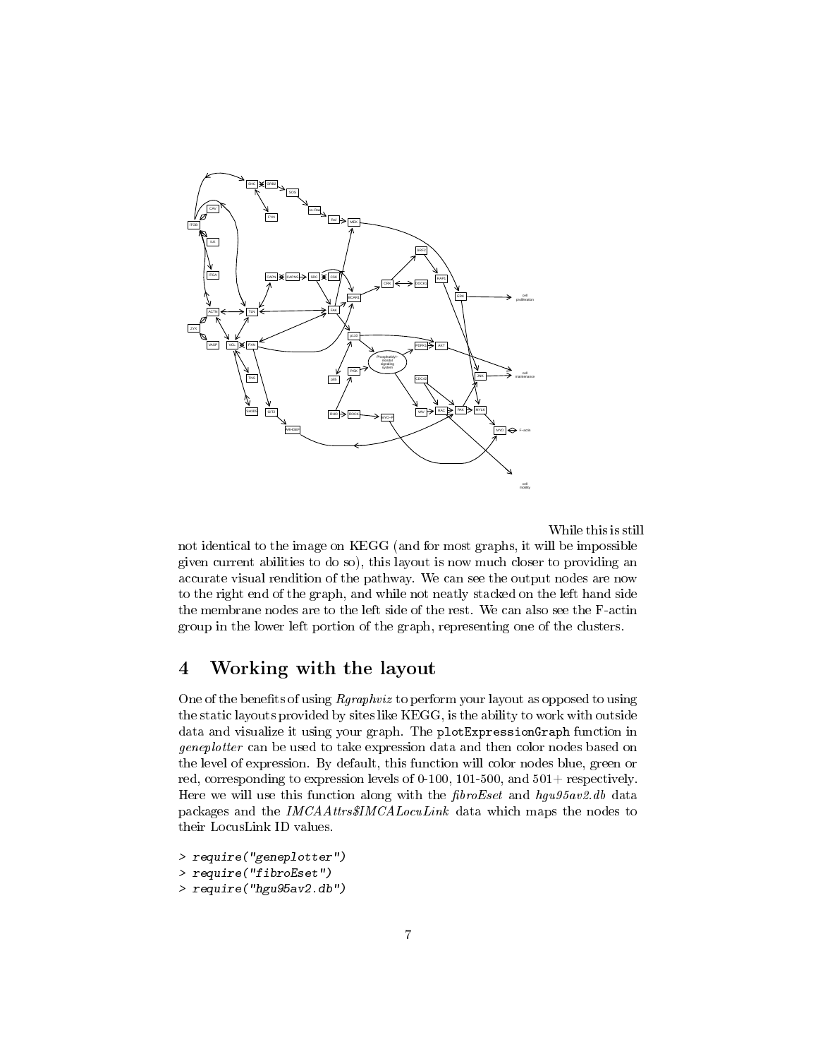While this is still not identical to the image on KEGG (and for most graphs, it will be impossible given current abilities to do so), this layout is now much closer to providing an accurate visual rendition of the pathway. We can see the output nodes are now to the right end of the graph, and while not neatly stacked on the left hand side the membrane nodes are to the left side of the rest. We can also see the F-actin group in the lower left portion of the graph, representing one of the clusters.

# 4 Working with the layout

One of the benefits of using *Rgraphviz* to perform your layout as opposed to using the static layouts provided by sites like KEGG, is the ability to work with outside data and visualize it using your graph. The `plotExpressionGraph` function in *geneplotter* can be used to take expression data and then color nodes based on the level of expression. By default, this function will color nodes blue, green or red, corresponding to expression levels of 0-100, 101-500, and 501+ respectively. Here we will use this function along with the *fibroEset* and *hgu95av2.db* data packages and the *IMCAAttrs$IMCALocuLink* data which maps the nodes to their LocusLink ID values.

```
> require("geneplotter")
> require("fibroEset")
> require("hgu95av2.db")
```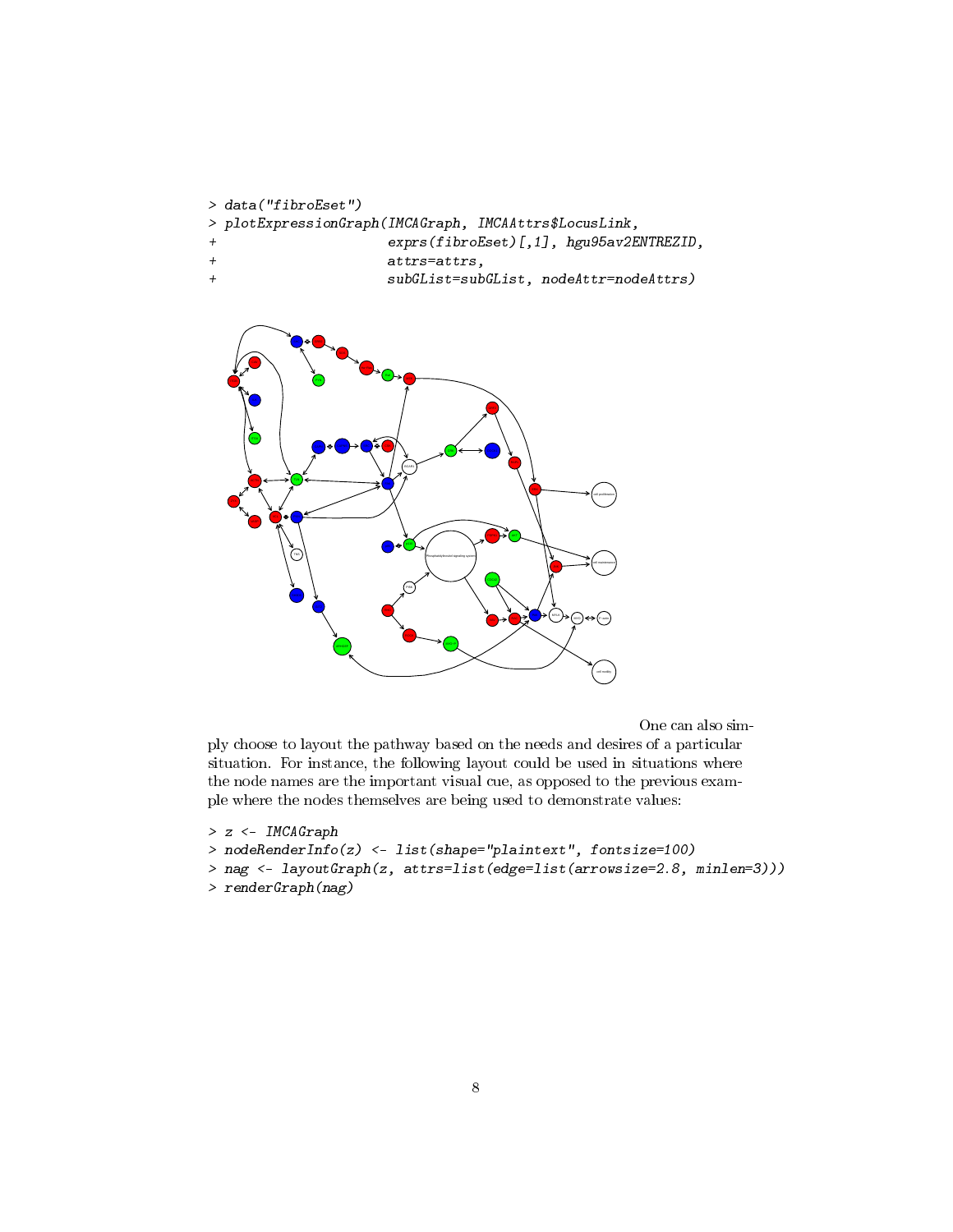```
> data("fibroEset")
> plotExpressionGraph(IMCAGraph, IMCAAttrs$LocusLink,
+                     exprs(fibroEset)[,1], hgu95av2ENTREZID,
+                     attrs=attrs,
+                     subGList=subGList, nodeAttr=nodeAttrs)
```

One can also simply choose to layout the pathway based on the needs and desires of a particular situation. For instance, the following layout could be used in situations where the node names are the important visual cue, as opposed to the previous example where the nodes themselves are being used to demonstrate values:

```
> z <- IMCAGraph
> nodeRenderInfo(z) <- list(shape="plaintext", fontsize=100)
> nag <- layoutGraph(z, attrs=list(edge=list(arrowsize=2.8, minlen=3)))
> renderGraph(nag)
```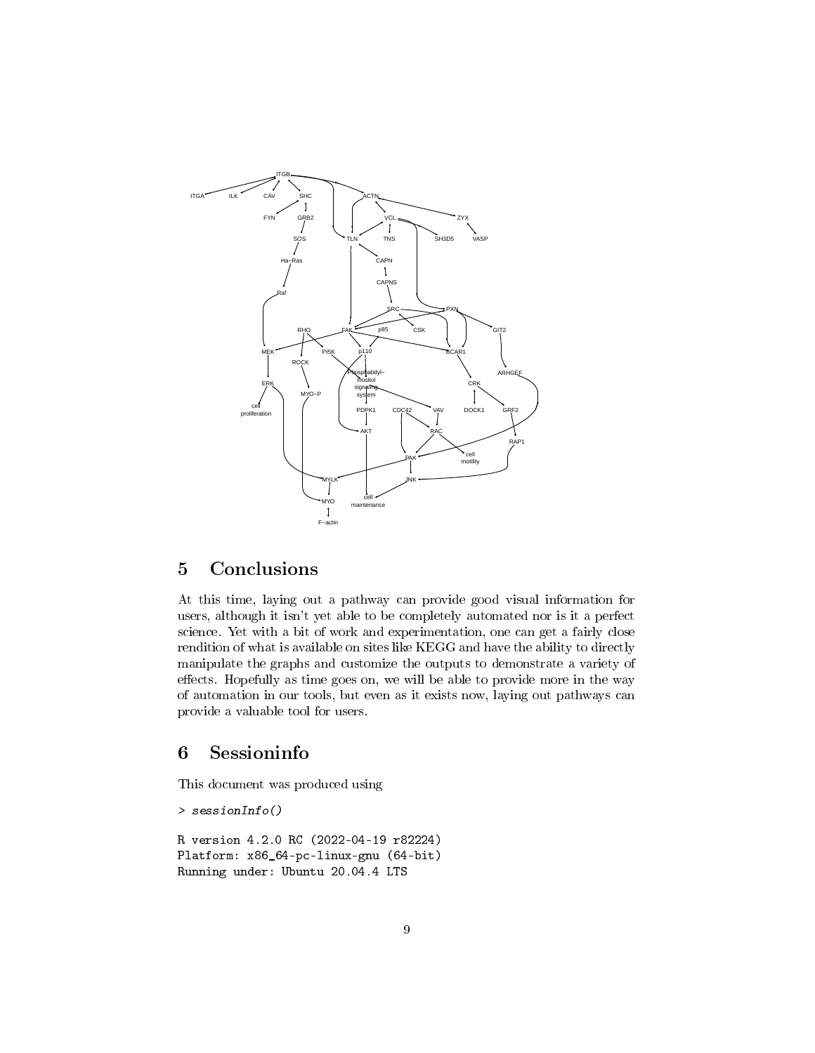## 5 Conclusions

At this time, laying out a pathway can provide good visual information for users, although it isn't yet able to be completely automated nor is it a perfect science. Yet with a bit of work and experimentation, one can get a fairly close rendition of what is available on sites like KEGG and have the ability to directly manipulate the graphs and customize the outputs to demonstrate a variety of effects. Hopefully as time goes on, we will be able to provide more in the way of automation in our tools, but even as it exists now, laying out pathways can provide a valuable tool for users.

## 6 Sessioninfo

This document was produced using

```
> sessionInfo()

R version 4.2.0 RC (2022-04-19 r82224)
Platform: x86_64-pc-linux-gnu (64-bit)
Running under: Ubuntu 20.04.4 LTS
```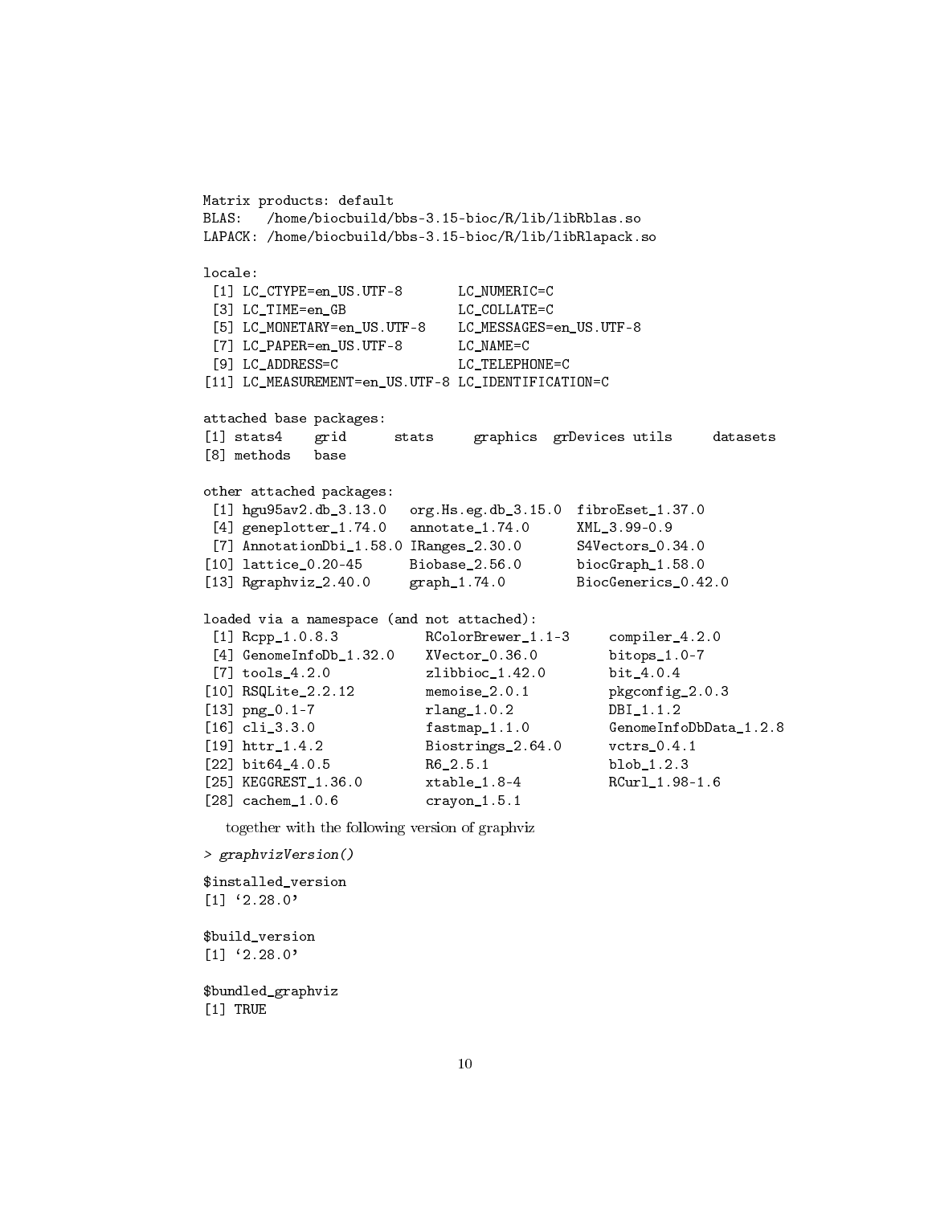```
Matrix products: default
BLAS:   /home/biocbuild/bbs-3.15-bioc/R/lib/libRblas.so
LAPACK: /home/biocbuild/bbs-3.15-bioc/R/lib/libRlapack.so

locale:
 [1] LC_CTYPE=en_US.UTF-8       LC_NUMERIC=C
 [3] LC_TIME=en_GB              LC_COLLATE=C
 [5] LC_MONETARY=en_US.UTF-8    LC_MESSAGES=en_US.UTF-8
 [7] LC_PAPER=en_US.UTF-8       LC_NAME=C
 [9] LC_ADDRESS=C               LC_TELEPHONE=C
[11] LC_MEASUREMENT=en_US.UTF-8 LC_IDENTIFICATION=C

attached base packages:
[1] stats4    grid      stats     graphics  grDevices utils     datasets
[8] methods   base

other attached packages:
 [1] hgu95av2.db_3.13.0   org.Hs.eg.db_3.15.0  fibroEset_1.37.0
 [4] geneplotter_1.74.0   annotate_1.74.0      XML_3.99-0.9
 [7] AnnotationDbi_1.58.0 IRanges_2.30.0       S4Vectors_0.34.0
[10] lattice_0.20-45      Biobase_2.56.0       biocGraph_1.58.0
[13] Rgraphviz_2.40.0     graph_1.74.0         BiocGenerics_0.42.0

loaded via a namespace (and not attached):
 [1] Rcpp_1.0.8.3           RColorBrewer_1.1-3     compiler_4.2.0
 [4] GenomeInfoDb_1.32.0    XVector_0.36.0         bitops_1.0-7
 [7] tools_4.2.0            zlibbioc_1.42.0        bit_4.0.4
[10] RSQLite_2.2.12         memoise_2.0.1          pkgconfig_2.0.3
[13] png_0.1-7              rlang_1.0.2            DBI_1.1.2
[16] cli_3.3.0              fastmap_1.1.0          GenomeInfoDbData_1.2.8
[19] httr_1.4.2             Biostrings_2.64.0      vctrs_0.4.1
[22] bit64_4.0.5            R6_2.5.1               blob_1.2.3
[25] KEGGREST_1.36.0        xtable_1.8-4           RCurl_1.98-1.6
[28] cachem_1.0.6           crayon_1.5.1
```

together with the following version of graphviz

```
> graphvizVersion()

$installed_version
[1] '2.28.0'

$build_version
[1] '2.28.0'

$bundled_graphviz
[1] TRUE
```